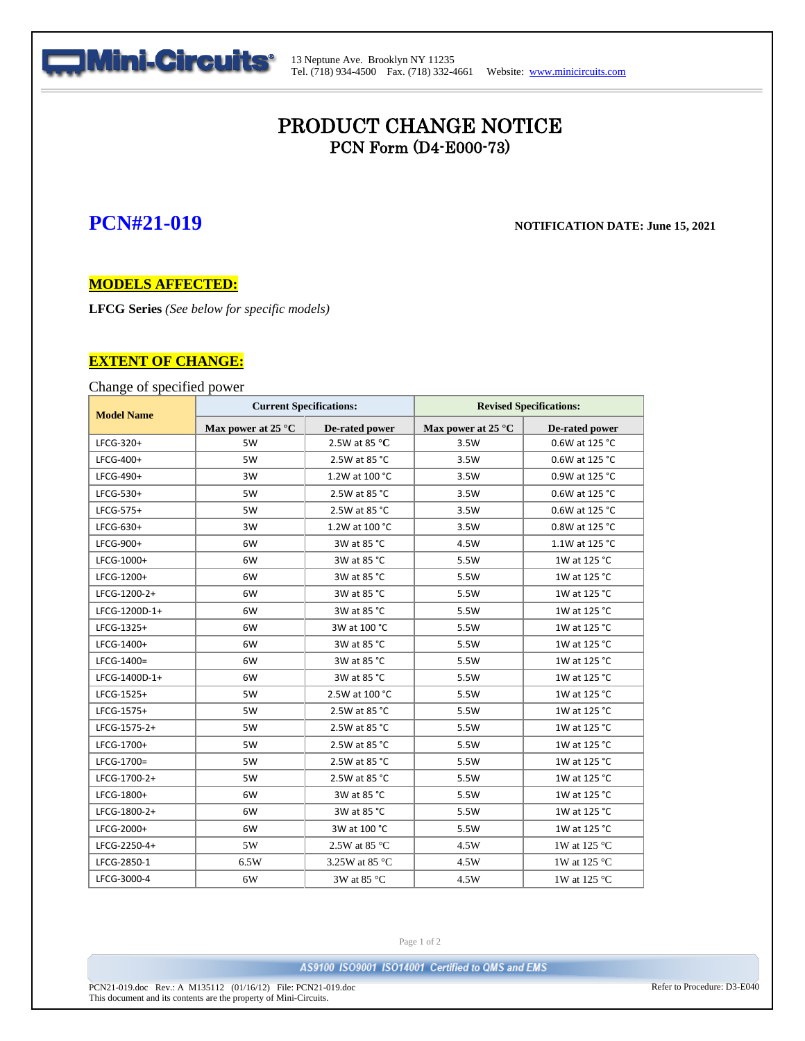Mini-Circuits

13 Neptune Ave. Brooklyn NY 11235
Tel. (718) 934-4500 Fax. (718) 332-4661 Website: www.minicircuits.com

# PRODUCT CHANGE NOTICE

## PCN Form (D4-E000-73)

## PCN#21-019

**NOTIFICATION DATE: June 15, 2021**

### MODELS AFFECTED:

**LFCG Series** *(See below for specific models)*

### EXTENT OF CHANGE:

Change of specified power

| Model Name | Current Specifications: | | Revised Specifications: | |
|---|---|---|---|---|
| | Max power at 25 °C | De-rated power | Max power at 25 °C | De-rated power |
| LFCG-320+ | 5W | 2.5W at 85 °C | 3.5W | 0.6W at 125 °C |
| LFCG-400+ | 5W | 2.5W at 85 °C | 3.5W | 0.6W at 125 °C |
| LFCG-490+ | 3W | 1.2W at 100 °C | 3.5W | 0.9W at 125 °C |
| LFCG-530+ | 5W | 2.5W at 85 °C | 3.5W | 0.6W at 125 °C |
| LFCG-575+ | 5W | 2.5W at 85 °C | 3.5W | 0.6W at 125 °C |
| LFCG-630+ | 3W | 1.2W at 100 °C | 3.5W | 0.8W at 125 °C |
| LFCG-900+ | 6W | 3W at 85 °C | 4.5W | 1.1W at 125 °C |
| LFCG-1000+ | 6W | 3W at 85 °C | 5.5W | 1W at 125 °C |
| LFCG-1200+ | 6W | 3W at 85 °C | 5.5W | 1W at 125 °C |
| LFCG-1200-2+ | 6W | 3W at 85 °C | 5.5W | 1W at 125 °C |
| LFCG-1200D-1+ | 6W | 3W at 85 °C | 5.5W | 1W at 125 °C |
| LFCG-1325+ | 6W | 3W at 100 °C | 5.5W | 1W at 125 °C |
| LFCG-1400+ | 6W | 3W at 85 °C | 5.5W | 1W at 125 °C |
| LFCG-1400= | 6W | 3W at 85 °C | 5.5W | 1W at 125 °C |
| LFCG-1400D-1+ | 6W | 3W at 85 °C | 5.5W | 1W at 125 °C |
| LFCG-1525+ | 5W | 2.5W at 100 °C | 5.5W | 1W at 125 °C |
| LFCG-1575+ | 5W | 2.5W at 85 °C | 5.5W | 1W at 125 °C |
| LFCG-1575-2+ | 5W | 2.5W at 85 °C | 5.5W | 1W at 125 °C |
| LFCG-1700+ | 5W | 2.5W at 85 °C | 5.5W | 1W at 125 °C |
| LFCG-1700= | 5W | 2.5W at 85 °C | 5.5W | 1W at 125 °C |
| LFCG-1700-2+ | 5W | 2.5W at 85 °C | 5.5W | 1W at 125 °C |
| LFCG-1800+ | 6W | 3W at 85 °C | 5.5W | 1W at 125 °C |
| LFCG-1800-2+ | 6W | 3W at 85 °C | 5.5W | 1W at 125 °C |
| LFCG-2000+ | 6W | 3W at 100 °C | 5.5W | 1W at 125 °C |
| LFCG-2250-4+ | 5W | 2.5W at 85 °C | 4.5W | 1W at 125 °C |
| LFCG-2850-1 | 6.5W | 3.25W at 85 °C | 4.5W | 1W at 125 °C |
| LFCG-3000-4 | 6W | 3W at 85 °C | 4.5W | 1W at 125 °C |

AS9100 ISO9001 ISO14001 Certified to QMS and EMS

PCN21-019.doc Rev.: A M135112 (01/16/12) File: PCN21-019.doc
This document and its contents are the property of Mini-Circuits.

Refer to Procedure: D3-E040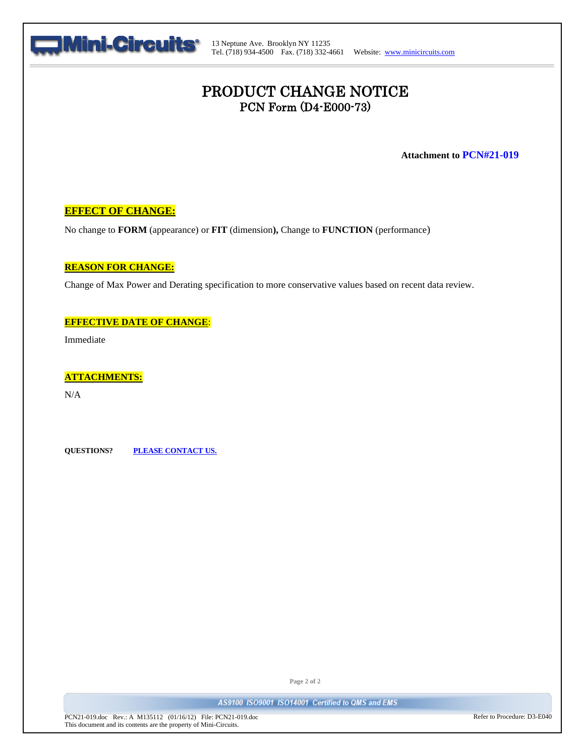# PRODUCT CHANGE NOTICE

## PCN Form (D4-E000-73)

**Attachment to PCN#21-019**

**EFFECT OF CHANGE:**

No change to **FORM** (appearance) or **FIT** (dimension**),** Change to **FUNCTION** (performance)

**REASON FOR CHANGE:**

Change of Max Power and Derating specification to more conservative values based on recent data review.

**EFFECTIVE DATE OF CHANGE**:

Immediate

**ATTACHMENTS:**

N/A

**QUESTIONS?** **PLEASE CONTACT US.**